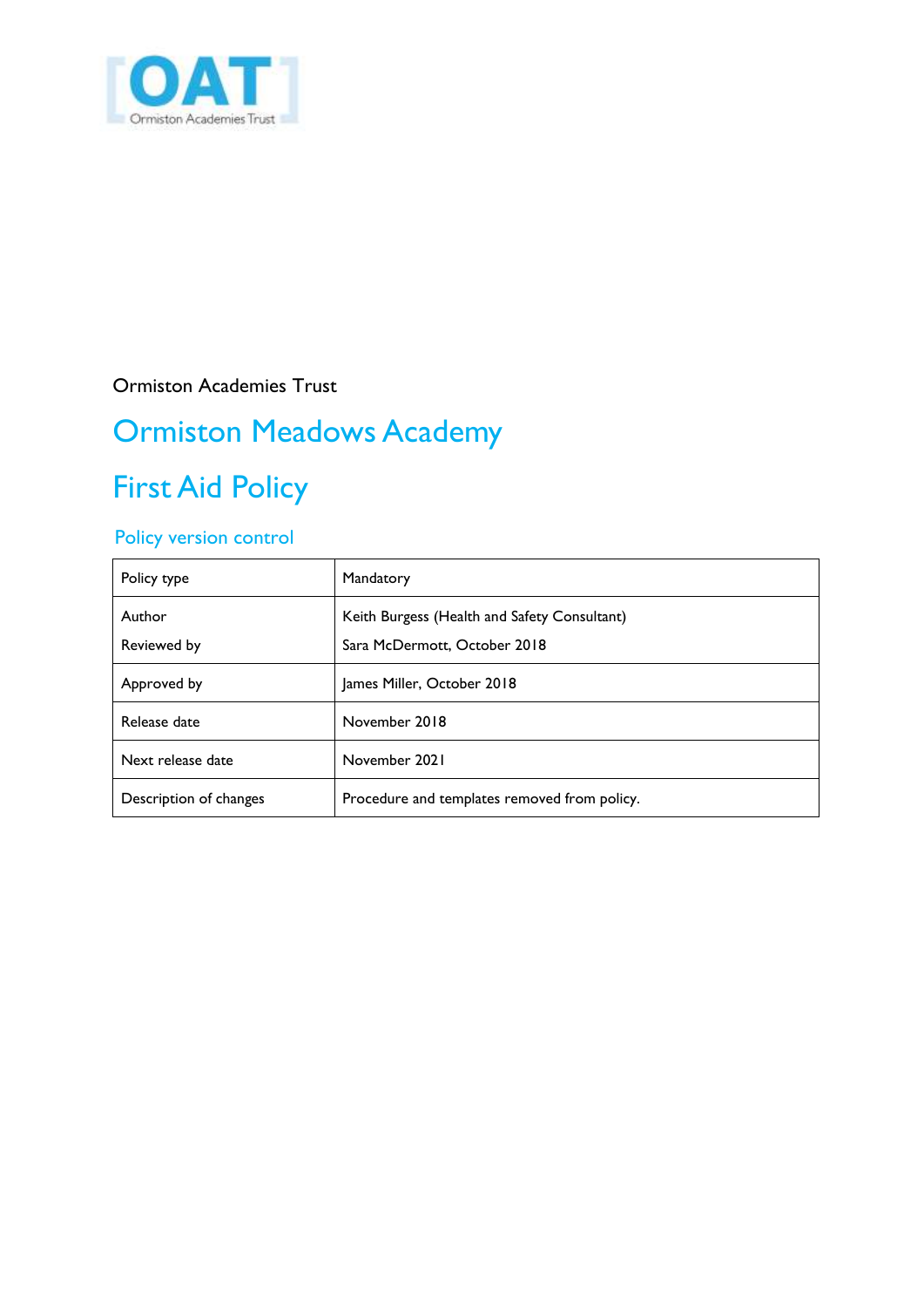Ormiston Academies Trust

# Ormiston Meadows Academy

# First Aid Policy

## Policy version control

| Policy type | Mandatory |
|---|---|
| Author<br>Reviewed by | Keith Burgess (Health and Safety Consultant)<br>Sara McDermott, October 2018 |
| Approved by | James Miller, October 2018 |
| Release date | November 2018 |
| Next release date | November 2021 |
| Description of changes | Procedure and templates removed from policy. |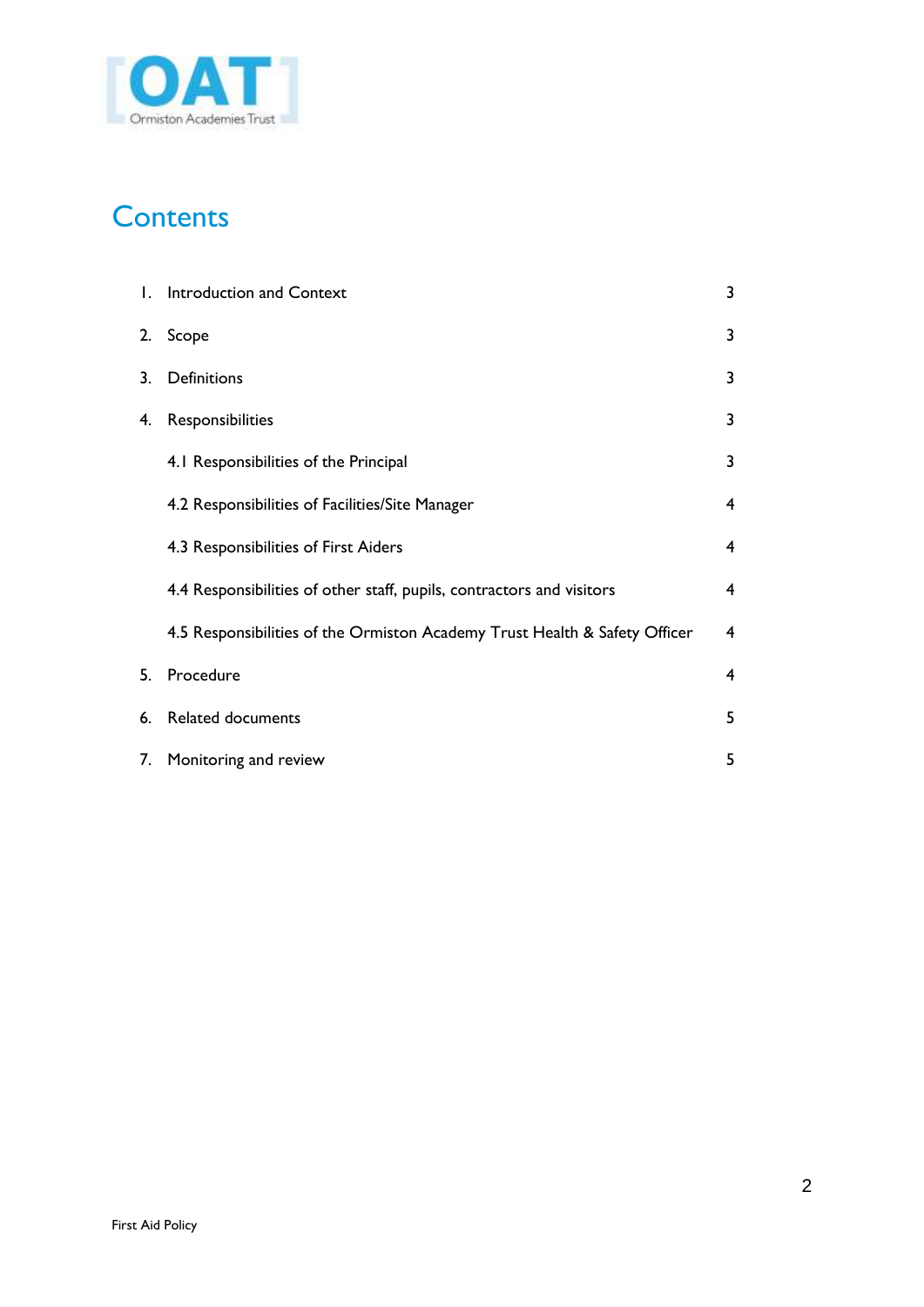# Contents

1. Introduction and Context 3
2. Scope 3
3. Definitions 3
4. Responsibilities 3
   - 4.1 Responsibilities of the Principal 3
   - 4.2 Responsibilities of Facilities/Site Manager 4
   - 4.3 Responsibilities of First Aiders 4
   - 4.4 Responsibilities of other staff, pupils, contractors and visitors 4
   - 4.5 Responsibilities of the Ormiston Academy Trust Health & Safety Officer 4
5. Procedure 4
6. Related documents 5
7. Monitoring and review 5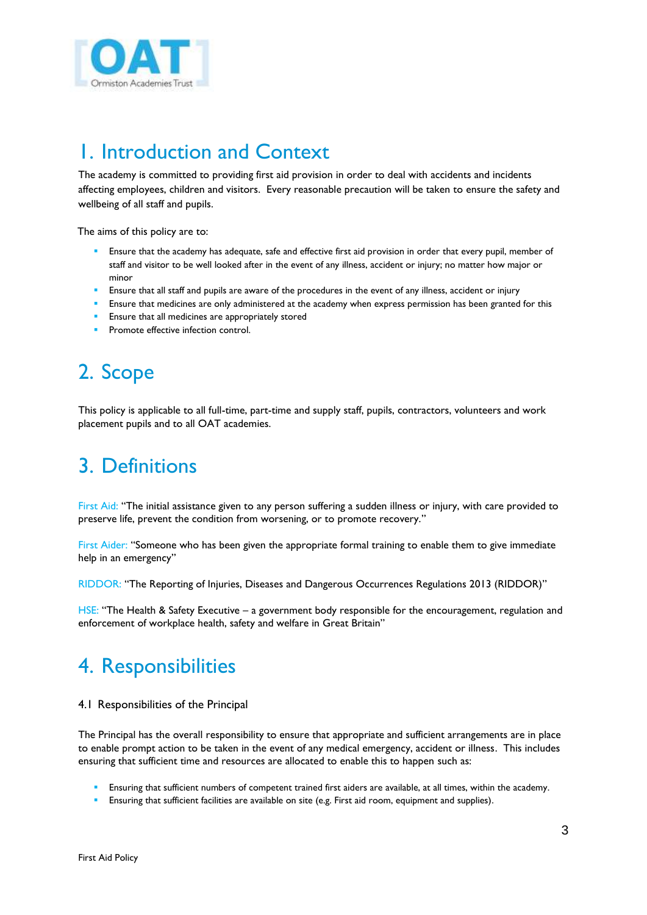# 1. Introduction and Context

The academy is committed to providing first aid provision in order to deal with accidents and incidents affecting employees, children and visitors. Every reasonable precaution will be taken to ensure the safety and wellbeing of all staff and pupils.

The aims of this policy are to:

- Ensure that the academy has adequate, safe and effective first aid provision in order that every pupil, member of staff and visitor to be well looked after in the event of any illness, accident or injury; no matter how major or minor
- Ensure that all staff and pupils are aware of the procedures in the event of any illness, accident or injury
- Ensure that medicines are only administered at the academy when express permission has been granted for this
- Ensure that all medicines are appropriately stored
- Promote effective infection control.

# 2. Scope

This policy is applicable to all full-time, part-time and supply staff, pupils, contractors, volunteers and work placement pupils and to all OAT academies.

# 3. Definitions

First Aid: "The initial assistance given to any person suffering a sudden illness or injury, with care provided to preserve life, prevent the condition from worsening, or to promote recovery."

First Aider: "Someone who has been given the appropriate formal training to enable them to give immediate help in an emergency"

RIDDOR: "The Reporting of Injuries, Diseases and Dangerous Occurrences Regulations 2013 (RIDDOR)"

HSE: "The Health & Safety Executive – a government body responsible for the encouragement, regulation and enforcement of workplace health, safety and welfare in Great Britain"

# 4. Responsibilities

### 4.1 Responsibilities of the Principal

The Principal has the overall responsibility to ensure that appropriate and sufficient arrangements are in place to enable prompt action to be taken in the event of any medical emergency, accident or illness. This includes ensuring that sufficient time and resources are allocated to enable this to happen such as:

- Ensuring that sufficient numbers of competent trained first aiders are available, at all times, within the academy.
- Ensuring that sufficient facilities are available on site (e.g. First aid room, equipment and supplies).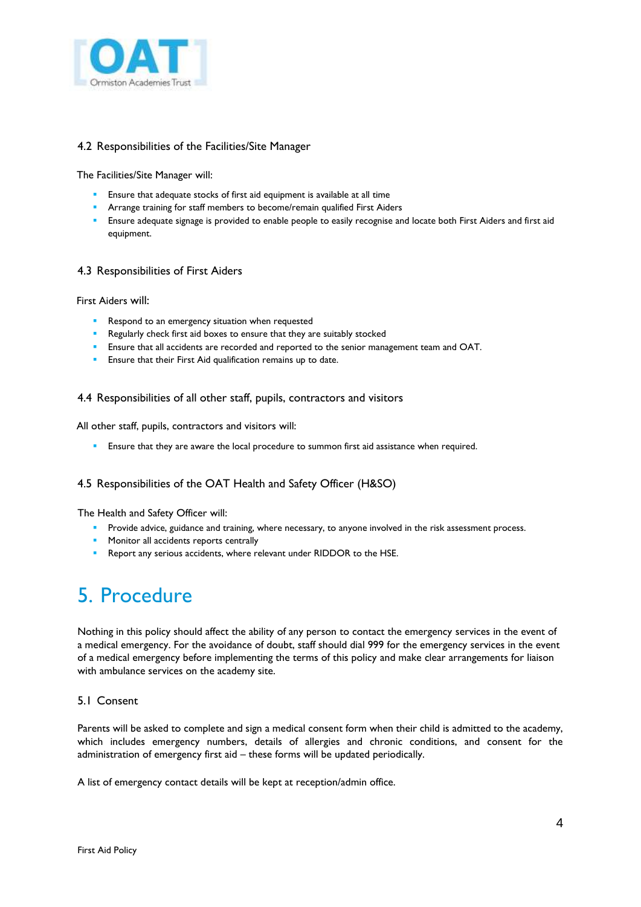### 4.2 Responsibilities of the Facilities/Site Manager

The Facilities/Site Manager will:

- Ensure that adequate stocks of first aid equipment is available at all time
- Arrange training for staff members to become/remain qualified First Aiders
- Ensure adequate signage is provided to enable people to easily recognise and locate both First Aiders and first aid equipment.

### 4.3 Responsibilities of First Aiders

First Aiders will:

- Respond to an emergency situation when requested
- Regularly check first aid boxes to ensure that they are suitably stocked
- Ensure that all accidents are recorded and reported to the senior management team and OAT.
- Ensure that their First Aid qualification remains up to date.

### 4.4 Responsibilities of all other staff, pupils, contractors and visitors

All other staff, pupils, contractors and visitors will:

- Ensure that they are aware the local procedure to summon first aid assistance when required.

### 4.5 Responsibilities of the OAT Health and Safety Officer (H&SO)

The Health and Safety Officer will:

- Provide advice, guidance and training, where necessary, to anyone involved in the risk assessment process.
- Monitor all accidents reports centrally
- Report any serious accidents, where relevant under RIDDOR to the HSE.

## 5. Procedure

Nothing in this policy should affect the ability of any person to contact the emergency services in the event of a medical emergency. For the avoidance of doubt, staff should dial 999 for the emergency services in the event of a medical emergency before implementing the terms of this policy and make clear arrangements for liaison with ambulance services on the academy site.

### 5.1 Consent

Parents will be asked to complete and sign a medical consent form when their child is admitted to the academy, which includes emergency numbers, details of allergies and chronic conditions, and consent for the administration of emergency first aid – these forms will be updated periodically.

A list of emergency contact details will be kept at reception/admin office.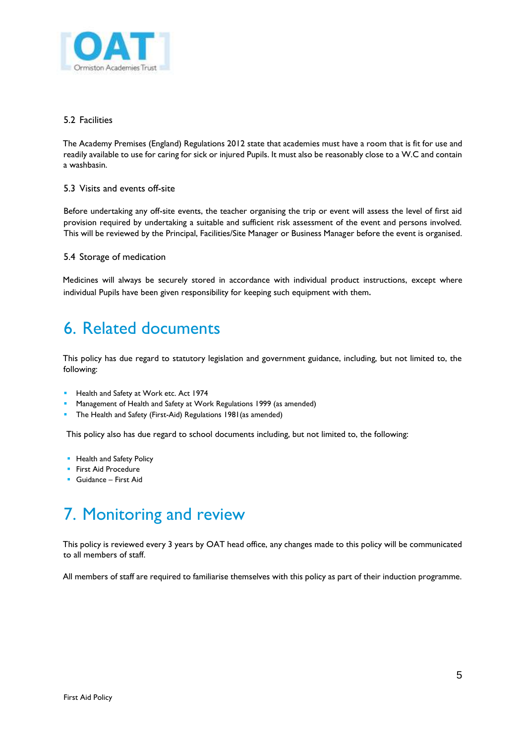### 5.2 Facilities

The Academy Premises (England) Regulations 2012 state that academies must have a room that is fit for use and readily available to use for caring for sick or injured Pupils. It must also be reasonably close to a W.C and contain a washbasin.

### 5.3 Visits and events off-site

Before undertaking any off-site events, the teacher organising the trip or event will assess the level of first aid provision required by undertaking a suitable and sufficient risk assessment of the event and persons involved. This will be reviewed by the Principal, Facilities/Site Manager or Business Manager before the event is organised.

### 5.4 Storage of medication

Medicines will always be securely stored in accordance with individual product instructions, except where individual Pupils have been given responsibility for keeping such equipment with them.

## 6. Related documents

This policy has due regard to statutory legislation and government guidance, including, but not limited to, the following:

- Health and Safety at Work etc. Act 1974
- Management of Health and Safety at Work Regulations 1999 (as amended)
- The Health and Safety (First-Aid) Regulations 1981(as amended)

This policy also has due regard to school documents including, but not limited to, the following:

- Health and Safety Policy
- First Aid Procedure
- Guidance – First Aid

## 7. Monitoring and review

This policy is reviewed every 3 years by OAT head office, any changes made to this policy will be communicated to all members of staff.

All members of staff are required to familiarise themselves with this policy as part of their induction programme.